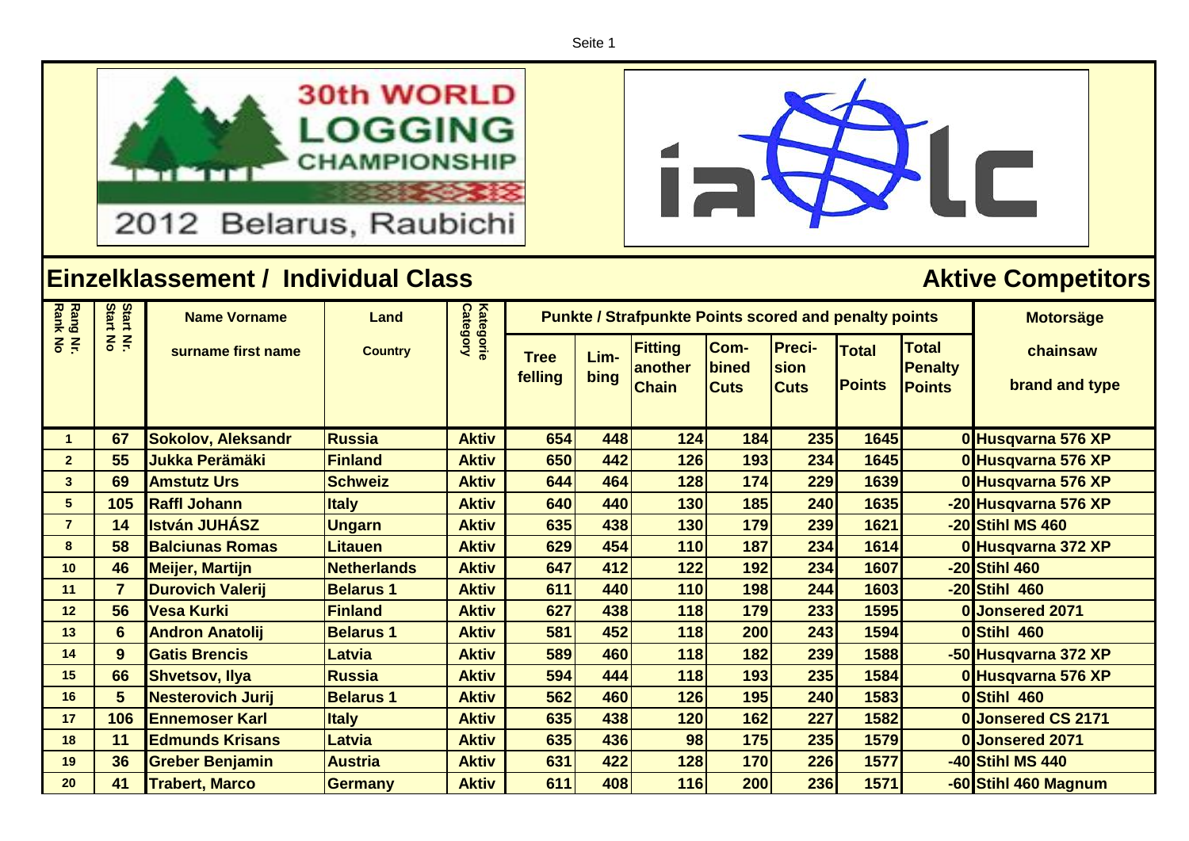30th WORLD LOGGING CHAMPIONSHIP

2012 Belarus, Raubichi

## Einzelklassement / Individual Class

## Aktive Competitors

| Rang Nr. Rank No | Start Nr. Start No | Name Vorname surname first name | Land Country | Kategorie Category | Punkte / Strafpunkte Points scored and penalty points | | | | | | | Motorsäge chainsaw brand and type |
|---|---|---|---|---|---|---|---|---|---|---|---|---|
| | | | | | Tree felling | Limbing | Fitting another Chain | Combined Cuts | Precision Cuts | Total Points | Total Penalty Points | |
| 1 | 67 | Sokolov, Aleksandr | Russia | Aktiv | 654 | 448 | 124 | 184 | 235 | 1645 | 0 | Husqvarna 576 XP |
| 2 | 55 | Jukka Perämäki | Finland | Aktiv | 650 | 442 | 126 | 193 | 234 | 1645 | 0 | Husqvarna 576 XP |
| 3 | 69 | Amstutz Urs | Schweiz | Aktiv | 644 | 464 | 128 | 174 | 229 | 1639 | 0 | Husqvarna 576 XP |
| 5 | 105 | Raffl Johann | Italy | Aktiv | 640 | 440 | 130 | 185 | 240 | 1635 | -20 | Husqvarna 576 XP |
| 7 | 14 | István JUHÁSZ | Ungarn | Aktiv | 635 | 438 | 130 | 179 | 239 | 1621 | -20 | Stihl MS 460 |
| 8 | 58 | Balciunas Romas | Litauen | Aktiv | 629 | 454 | 110 | 187 | 234 | 1614 | 0 | Husqvarna 372 XP |
| 10 | 46 | Meijer, Martijn | Netherlands | Aktiv | 647 | 412 | 122 | 192 | 234 | 1607 | -20 | Stihl 460 |
| 11 | 7 | Durovich Valerij | Belarus 1 | Aktiv | 611 | 440 | 110 | 198 | 244 | 1603 | -20 | Stihl 460 |
| 12 | 56 | Vesa Kurki | Finland | Aktiv | 627 | 438 | 118 | 179 | 233 | 1595 | 0 | Jonsered 2071 |
| 13 | 6 | Andron Anatolij | Belarus 1 | Aktiv | 581 | 452 | 118 | 200 | 243 | 1594 | 0 | Stihl 460 |
| 14 | 9 | Gatis Brencis | Latvia | Aktiv | 589 | 460 | 118 | 182 | 239 | 1588 | -50 | Husqvarna 372 XP |
| 15 | 66 | Shvetsov, Ilya | Russia | Aktiv | 594 | 444 | 118 | 193 | 235 | 1584 | 0 | Husqvarna 576 XP |
| 16 | 5 | Nesterovich Jurij | Belarus 1 | Aktiv | 562 | 460 | 126 | 195 | 240 | 1583 | 0 | Stihl 460 |
| 17 | 106 | Ennemoser Karl | Italy | Aktiv | 635 | 438 | 120 | 162 | 227 | 1582 | 0 | Jonsered CS 2171 |
| 18 | 11 | Edmunds Krisans | Latvia | Aktiv | 635 | 436 | 98 | 175 | 235 | 1579 | 0 | Jonsered 2071 |
| 19 | 36 | Greber Benjamin | Austria | Aktiv | 631 | 422 | 128 | 170 | 226 | 1577 | -40 | Stihl MS 440 |
| 20 | 41 | Trabert, Marco | Germany | Aktiv | 611 | 408 | 116 | 200 | 236 | 1571 | -60 | Stihl 460 Magnum |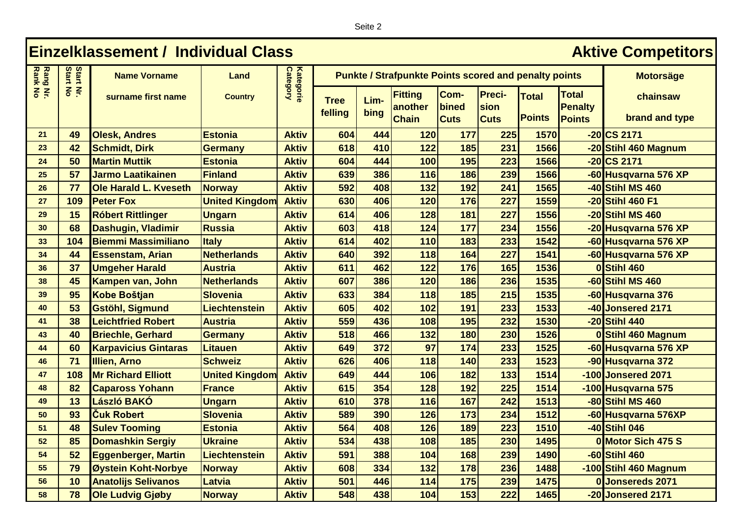# Einzelklassement / Individual Class — Aktive Competitors

| Rang Nr. Rank No | Start Nr. Start No | Name Vorname surname first name | Land Country | Kategorie Category | Punkte / Strafpunkte Points scored and penalty points | | | | | | | Motorsäge chainsaw brand and type |
|---|---|---|---|---|---|---|---|---|---|---|---|---|
| | | | | | Tree felling | Lim-bing | Fitting another Chain | Com-bined Cuts | Preci-sion Cuts | Total Points | Total Penalty Points | |
| 21 | 49 | Olesk, Andres | Estonia | Aktiv | 604 | 444 | 120 | 177 | 225 | 1570 | -20 | CS 2171 |
| 23 | 42 | Schmidt, Dirk | Germany | Aktiv | 618 | 410 | 122 | 185 | 231 | 1566 | -20 | Stihl 460 Magnum |
| 24 | 50 | Martin Muttik | Estonia | Aktiv | 604 | 444 | 100 | 195 | 223 | 1566 | -20 | CS 2171 |
| 25 | 57 | Jarmo Laatikainen | Finland | Aktiv | 639 | 386 | 116 | 186 | 239 | 1566 | -60 | Husqvarna 576 XP |
| 26 | 77 | Ole Harald L. Kveseth | Norway | Aktiv | 592 | 408 | 132 | 192 | 241 | 1565 | -40 | Stihl MS 460 |
| 27 | 109 | Peter Fox | United Kingdom | Aktiv | 630 | 406 | 120 | 176 | 227 | 1559 | -20 | Stihl 460 F1 |
| 29 | 15 | Róbert Rittlinger | Ungarn | Aktiv | 614 | 406 | 128 | 181 | 227 | 1556 | -20 | Stihl MS 460 |
| 30 | 68 | Dashugin, Vladimir | Russia | Aktiv | 603 | 418 | 124 | 177 | 234 | 1556 | -20 | Husqvarna 576 XP |
| 33 | 104 | Biemmi Massimiliano | Italy | Aktiv | 614 | 402 | 110 | 183 | 233 | 1542 | -60 | Husqvarna 576 XP |
| 34 | 44 | Essenstam, Arian | Netherlands | Aktiv | 640 | 392 | 118 | 164 | 227 | 1541 | -60 | Husqvarna 576 XP |
| 36 | 37 | Umgeher Harald | Austria | Aktiv | 611 | 462 | 122 | 176 | 165 | 1536 | 0 | Stihl 460 |
| 38 | 45 | Kampen van, John | Netherlands | Aktiv | 607 | 386 | 120 | 186 | 236 | 1535 | -60 | Stihl MS 460 |
| 39 | 95 | Kobe Boštjan | Slovenia | Aktiv | 633 | 384 | 118 | 185 | 215 | 1535 | -60 | Husqvarna 376 |
| 40 | 53 | Gstöhl, Sigmund | Liechtenstein | Aktiv | 605 | 402 | 102 | 191 | 233 | 1533 | -40 | Jonsered 2171 |
| 41 | 38 | Leichtfried Robert | Austria | Aktiv | 559 | 436 | 108 | 195 | 232 | 1530 | -20 | Stihl 440 |
| 43 | 40 | Briechle, Gerhard | Germany | Aktiv | 518 | 466 | 132 | 180 | 230 | 1526 | 0 | Stihl 460 Magnum |
| 44 | 60 | Karpavicius Gintaras | Litauen | Aktiv | 649 | 372 | 97 | 174 | 233 | 1525 | -60 | Husqvarna 576 XP |
| 46 | 71 | Illien, Arno | Schweiz | Aktiv | 626 | 406 | 118 | 140 | 233 | 1523 | -90 | Husqvarna 372 |
| 47 | 108 | Mr Richard Elliott | United Kingdom | Aktiv | 649 | 444 | 106 | 182 | 133 | 1514 | -100 | Jonsered 2071 |
| 48 | 82 | Capaross Yohann | France | Aktiv | 615 | 354 | 128 | 192 | 225 | 1514 | -100 | Husqvarna 575 |
| 49 | 13 | László BAKÓ | Ungarn | Aktiv | 610 | 378 | 116 | 167 | 242 | 1513 | -80 | Stihl MS 460 |
| 50 | 93 | Čuk Robert | Slovenia | Aktiv | 589 | 390 | 126 | 173 | 234 | 1512 | -60 | Husqvarna 576XP |
| 51 | 48 | Sulev Tooming | Estonia | Aktiv | 564 | 408 | 126 | 189 | 223 | 1510 | -40 | Stihl 046 |
| 52 | 85 | Domashkin Sergiy | Ukraine | Aktiv | 534 | 438 | 108 | 185 | 230 | 1495 | 0 | Motor Sich 475 S |
| 54 | 52 | Eggenberger, Martin | Liechtenstein | Aktiv | 591 | 388 | 104 | 168 | 239 | 1490 | -60 | Stihl 460 |
| 55 | 79 | Øystein Koht-Norbye | Norway | Aktiv | 608 | 334 | 132 | 178 | 236 | 1488 | -100 | Stihl 460 Magnum |
| 56 | 10 | Anatolijs Selivanos | Latvia | Aktiv | 501 | 446 | 114 | 175 | 239 | 1475 | 0 | Jonsereds 2071 |
| 58 | 78 | Ole Ludvig Gjøby | Norway | Aktiv | 548 | 438 | 104 | 153 | 222 | 1465 | -20 | Jonsered 2171 |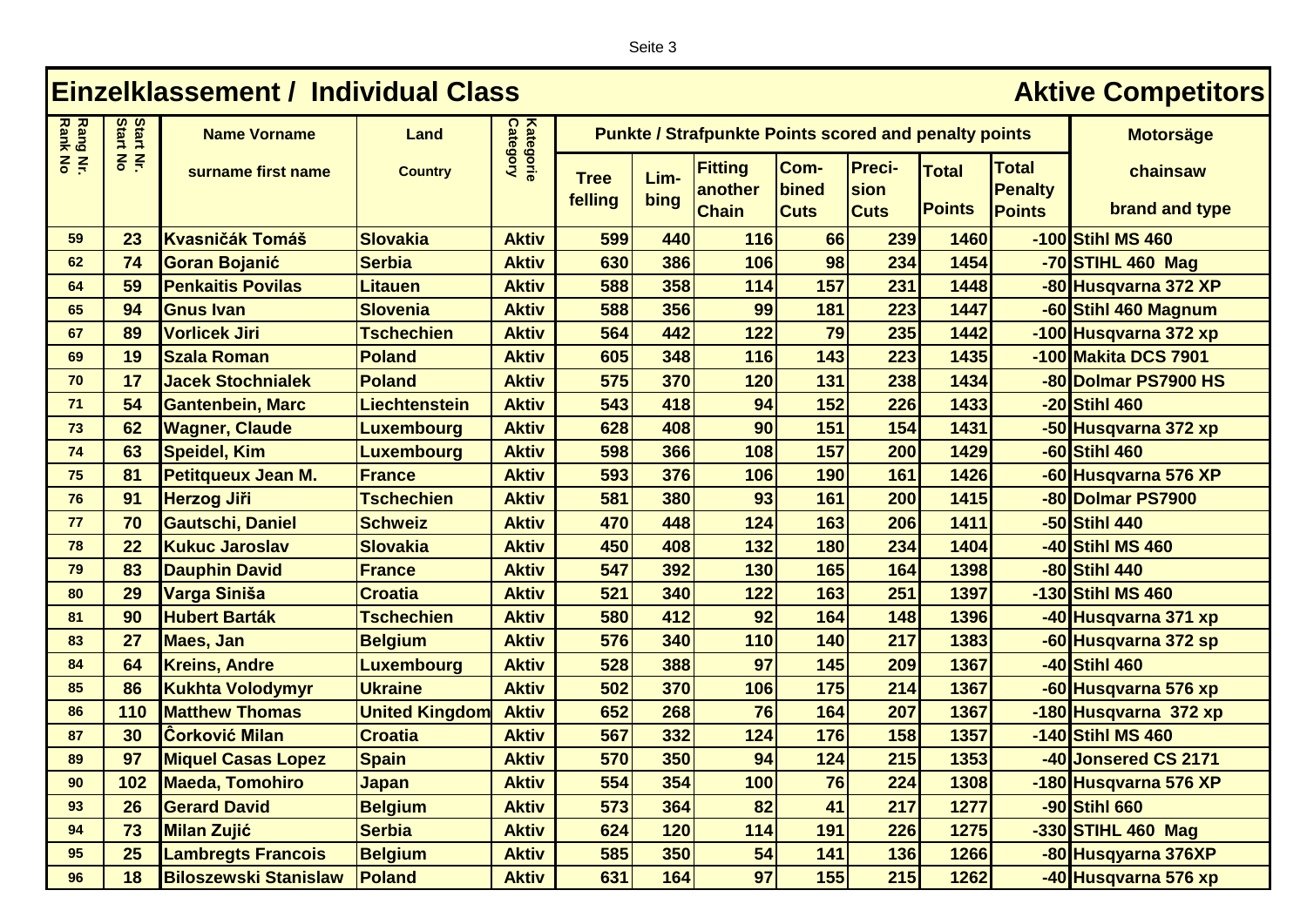## Einzelklassement / Individual Class — Aktive Competitors

| Rang Nr. Rank No | Start Nr. Start No | Name Vorname surname first name | Land Country | Kategorie Category | Punkte / Strafpunkte Points scored and penalty points | | | | | | | Motorsäge chainsaw brand and type |
|---|---|---|---|---|---|---|---|---|---|---|---|---|
| | | | | | Tree felling | Lim-bing | Fitting another Chain | Com-bined Cuts | Preci-sion Cuts | Total Points | Total Penalty Points | |
| 59 | 23 | Kvasničák Tomáš | Slovakia | Aktiv | 599 | 440 | 116 | 66 | 239 | 1460 | -100 | Stihl MS 460 |
| 62 | 74 | Goran Bojanić | Serbia | Aktiv | 630 | 386 | 106 | 98 | 234 | 1454 | -70 | STIHL 460 Mag |
| 64 | 59 | Penkaitis Povilas | Litauen | Aktiv | 588 | 358 | 114 | 157 | 231 | 1448 | -80 | Husqvarna 372 XP |
| 65 | 94 | Gnus Ivan | Slovenia | Aktiv | 588 | 356 | 99 | 181 | 223 | 1447 | -60 | Stihl 460 Magnum |
| 67 | 89 | Vorlicek Jiri | Tschechien | Aktiv | 564 | 442 | 122 | 79 | 235 | 1442 | -100 | Husqvarna 372 xp |
| 69 | 19 | Szala Roman | Poland | Aktiv | 605 | 348 | 116 | 143 | 223 | 1435 | -100 | Makita DCS 7901 |
| 70 | 17 | Jacek Stochnialek | Poland | Aktiv | 575 | 370 | 120 | 131 | 238 | 1434 | -80 | Dolmar PS7900 HS |
| 71 | 54 | Gantenbein, Marc | Liechtenstein | Aktiv | 543 | 418 | 94 | 152 | 226 | 1433 | -20 | Stihl 460 |
| 73 | 62 | Wagner, Claude | Luxembourg | Aktiv | 628 | 408 | 90 | 151 | 154 | 1431 | -50 | Husqvarna 372 xp |
| 74 | 63 | Speidel, Kim | Luxembourg | Aktiv | 598 | 366 | 108 | 157 | 200 | 1429 | -60 | Stihl 460 |
| 75 | 81 | Petitqueux Jean M. | France | Aktiv | 593 | 376 | 106 | 190 | 161 | 1426 | -60 | Husqvarna 576 XP |
| 76 | 91 | Herzog Jiři | Tschechien | Aktiv | 581 | 380 | 93 | 161 | 200 | 1415 | -80 | Dolmar PS7900 |
| 77 | 70 | Gautschi, Daniel | Schweiz | Aktiv | 470 | 448 | 124 | 163 | 206 | 1411 | -50 | Stihl 440 |
| 78 | 22 | Kukuc Jaroslav | Slovakia | Aktiv | 450 | 408 | 132 | 180 | 234 | 1404 | -40 | Stihl MS 460 |
| 79 | 83 | Dauphin David | France | Aktiv | 547 | 392 | 130 | 165 | 164 | 1398 | -80 | Stihl 440 |
| 80 | 29 | Varga Siniša | Croatia | Aktiv | 521 | 340 | 122 | 163 | 251 | 1397 | -130 | Stihl MS 460 |
| 81 | 90 | Hubert Barták | Tschechien | Aktiv | 580 | 412 | 92 | 164 | 148 | 1396 | -40 | Husqvarna 371 xp |
| 83 | 27 | Maes, Jan | Belgium | Aktiv | 576 | 340 | 110 | 140 | 217 | 1383 | -60 | Husqvarna 372 sp |
| 84 | 64 | Kreins, Andre | Luxembourg | Aktiv | 528 | 388 | 97 | 145 | 209 | 1367 | -40 | Stihl 460 |
| 85 | 86 | Kukhta Volodymyr | Ukraine | Aktiv | 502 | 370 | 106 | 175 | 214 | 1367 | -60 | Husqvarna 576 xp |
| 86 | 110 | Matthew Thomas | United Kingdom | Aktiv | 652 | 268 | 76 | 164 | 207 | 1367 | -180 | Husqvarna 372 xp |
| 87 | 30 | Ĉorković Milan | Croatia | Aktiv | 567 | 332 | 124 | 176 | 158 | 1357 | -140 | Stihl MS 460 |
| 89 | 97 | Miquel Casas Lopez | Spain | Aktiv | 570 | 350 | 94 | 124 | 215 | 1353 | -40 | Jonsered CS 2171 |
| 90 | 102 | Maeda, Tomohiro | Japan | Aktiv | 554 | 354 | 100 | 76 | 224 | 1308 | -180 | Husqvarna 576 XP |
| 93 | 26 | Gerard David | Belgium | Aktiv | 573 | 364 | 82 | 41 | 217 | 1277 | -90 | Stihl 660 |
| 94 | 73 | Milan Zujić | Serbia | Aktiv | 624 | 120 | 114 | 191 | 226 | 1275 | -330 | STIHL 460 Mag |
| 95 | 25 | Lambregts Francois | Belgium | Aktiv | 585 | 350 | 54 | 141 | 136 | 1266 | -80 | Husqyarna 376XP |
| 96 | 18 | Biloszewski Stanislaw | Poland | Aktiv | 631 | 164 | 97 | 155 | 215 | 1262 | -40 | Husqvarna 576 xp |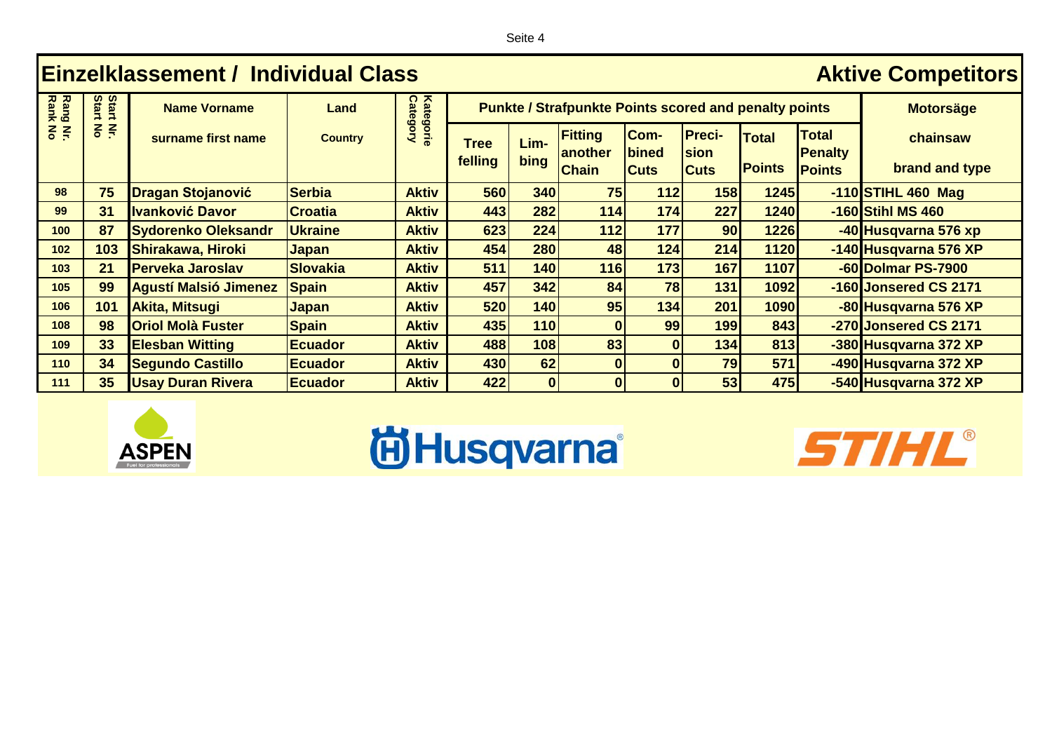## Einzelklassement / Individual Class

## Aktive Competitors

| Rang Nr. Rank No | Start Nr. Start No | Name Vorname surname first name | Land Country | Kategorie Category | Punkte / Strafpunkte Points scored and penalty points | | | | | | | Motorsäge chainsaw brand and type |
|---|---|---|---|---|---|---|---|---|---|---|---|---|
| | | | | | Tree felling | Lim-bing | Fitting another Chain | Com-bined Cuts | Preci-sion Cuts | Total Points | Total Penalty Points | |
| 98 | 75 | Dragan Stojanović | Serbia | Aktiv | 560 | 340 | 75 | 112 | 158 | 1245 | -110 | STIHL 460 Mag |
| 99 | 31 | Ivanković Davor | Croatia | Aktiv | 443 | 282 | 114 | 174 | 227 | 1240 | -160 | Stihl MS 460 |
| 100 | 87 | Sydorenko Oleksandr | Ukraine | Aktiv | 623 | 224 | 112 | 177 | 90 | 1226 | -40 | Husqvarna 576 xp |
| 102 | 103 | Shirakawa, Hiroki | Japan | Aktiv | 454 | 280 | 48 | 124 | 214 | 1120 | -140 | Husqvarna 576 XP |
| 103 | 21 | Perveka Jaroslav | Slovakia | Aktiv | 511 | 140 | 116 | 173 | 167 | 1107 | -60 | Dolmar PS-7900 |
| 105 | 99 | Agustí Malsió Jimenez | Spain | Aktiv | 457 | 342 | 84 | 78 | 131 | 1092 | -160 | Jonsered CS 2171 |
| 106 | 101 | Akita, Mitsugi | Japan | Aktiv | 520 | 140 | 95 | 134 | 201 | 1090 | -80 | Husqvarna 576 XP |
| 108 | 98 | Oriol Molà Fuster | Spain | Aktiv | 435 | 110 | 0 | 99 | 199 | 843 | -270 | Jonsered CS 2171 |
| 109 | 33 | Elesban Witting | Ecuador | Aktiv | 488 | 108 | 83 | 0 | 134 | 813 | -380 | Husqvarna 372 XP |
| 110 | 34 | Segundo Castillo | Ecuador | Aktiv | 430 | 62 | 0 | 0 | 79 | 571 | -490 | Husqvarna 372 XP |
| 111 | 35 | Usay Duran Rivera | Ecuador | Aktiv | 422 | 0 | 0 | 0 | 53 | 475 | -540 | Husqvarna 372 XP |

ASPEN Fuel for professionals

Husqvarna

STIHL®